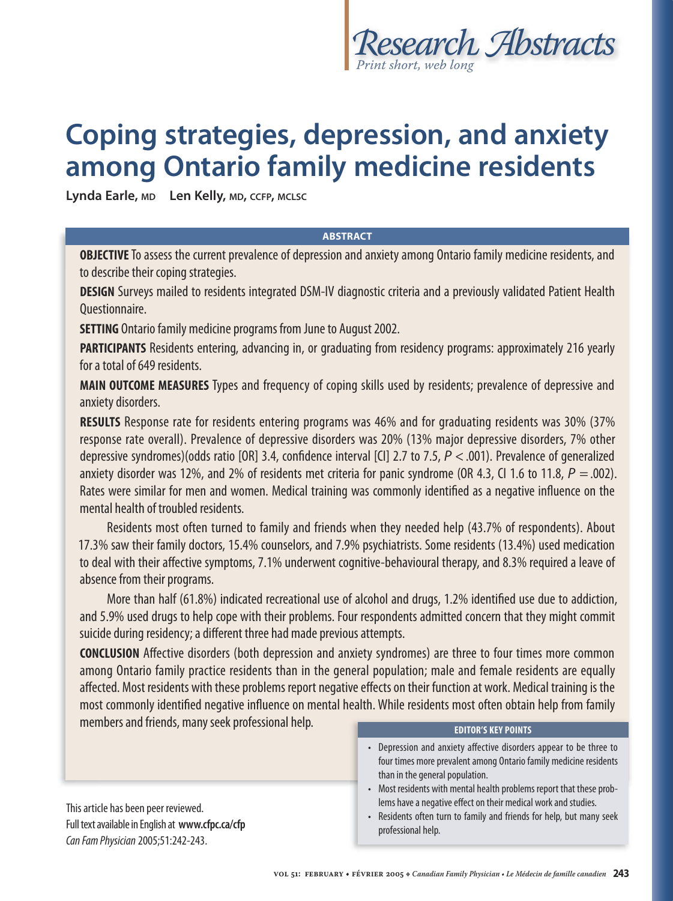*Research Abstracts*
*Print short, web long*

# Coping strategies, depression, and anxiety among Ontario family medicine residents

**Lynda Earle, MD** **Len Kelly, MD, CCFP, MCLSC**

## ABSTRACT

**OBJECTIVE** To assess the current prevalence of depression and anxiety among Ontario family medicine residents, and to describe their coping strategies.

**DESIGN** Surveys mailed to residents integrated DSM-IV diagnostic criteria and a previously validated Patient Health Questionnaire.

**SETTING** Ontario family medicine programs from June to August 2002.

**PARTICIPANTS** Residents entering, advancing in, or graduating from residency programs: approximately 216 yearly for a total of 649 residents.

**MAIN OUTCOME MEASURES** Types and frequency of coping skills used by residents; prevalence of depressive and anxiety disorders.

**RESULTS** Response rate for residents entering programs was 46% and for graduating residents was 30% (37% response rate overall). Prevalence of depressive disorders was 20% (13% major depressive disorders, 7% other depressive syndromes)(odds ratio [OR] 3.4, confidence interval [CI] 2.7 to 7.5, $P < .001$). Prevalence of generalized anxiety disorder was 12%, and 2% of residents met criteria for panic syndrome (OR 4.3, CI 1.6 to 11.8, $P = .002$). Rates were similar for men and women. Medical training was commonly identified as a negative influence on the mental health of troubled residents.

Residents most often turned to family and friends when they needed help (43.7% of respondents). About 17.3% saw their family doctors, 15.4% counselors, and 7.9% psychiatrists. Some residents (13.4%) used medication to deal with their affective symptoms, 7.1% underwent cognitive-behavioural therapy, and 8.3% required a leave of absence from their programs.

More than half (61.8%) indicated recreational use of alcohol and drugs, 1.2% identified use due to addiction, and 5.9% used drugs to help cope with their problems. Four respondents admitted concern that they might commit suicide during residency; a different three had made previous attempts.

**CONCLUSION** Affective disorders (both depression and anxiety syndromes) are three to four times more common among Ontario family practice residents than in the general population; male and female residents are equally affected. Most residents with these problems report negative effects on their function at work. Medical training is the most commonly identified negative influence on mental health. While residents most often obtain help from family members and friends, many seek professional help.

**EDITOR'S KEY POINTS**

- Depression and anxiety affective disorders appear to be three to four times more prevalent among Ontario family medicine residents than in the general population.
- Most residents with mental health problems report that these problems have a negative effect on their medical work and studies.
- Residents often turn to family and friends for help, but many seek professional help.

This article has been peer reviewed.
Full text available in English at **www.cfpc.ca/cfp**
*Can Fam Physician* 2005;51:242-243.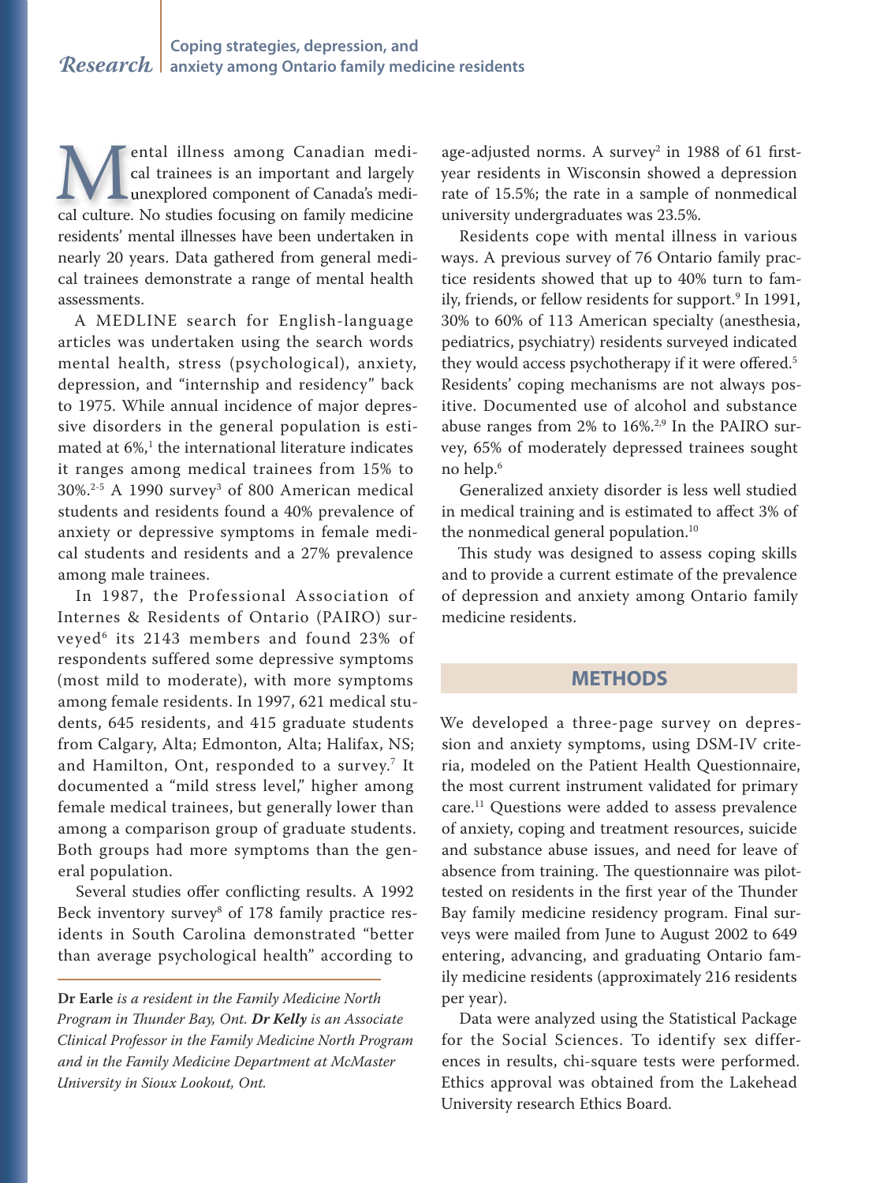Mental illness among Canadian medical trainees is an important and largely unexplored component of Canada's medical culture. No studies focusing on family medicine residents' mental illnesses have been undertaken in nearly 20 years. Data gathered from general medical trainees demonstrate a range of mental health assessments.

A MEDLINE search for English-language articles was undertaken using the search words mental health, stress (psychological), anxiety, depression, and "internship and residency" back to 1975. While annual incidence of major depressive disorders in the general population is estimated at 6%,[1] the international literature indicates it ranges among medical trainees from 15% to 30%.[2-5] A 1990 survey[3] of 800 American medical students and residents found a 40% prevalence of anxiety or depressive symptoms in female medical students and residents and a 27% prevalence among male trainees.

In 1987, the Professional Association of Internes & Residents of Ontario (PAIRO) surveyed[6] its 2143 members and found 23% of respondents suffered some depressive symptoms (most mild to moderate), with more symptoms among female residents. In 1997, 621 medical students, 645 residents, and 415 graduate students from Calgary, Alta; Edmonton, Alta; Halifax, NS; and Hamilton, Ont, responded to a survey.[7] It documented a "mild stress level," higher among female medical trainees, but generally lower than among a comparison group of graduate students. Both groups had more symptoms than the general population.

Several studies offer conflicting results. A 1992 Beck inventory survey[8] of 178 family practice residents in South Carolina demonstrated "better than average psychological health" according to age-adjusted norms. A survey[2] in 1988 of 61 first-year residents in Wisconsin showed a depression rate of 15.5%; the rate in a sample of nonmedical university undergraduates was 23.5%.

Residents cope with mental illness in various ways. A previous survey of 76 Ontario family practice residents showed that up to 40% turn to family, friends, or fellow residents for support.[9] In 1991, 30% to 60% of 113 American specialty (anesthesia, pediatrics, psychiatry) residents surveyed indicated they would access psychotherapy if it were offered.[5] Residents' coping mechanisms are not always positive. Documented use of alcohol and substance abuse ranges from 2% to 16%.[2,9] In the PAIRO survey, 65% of moderately depressed trainees sought no help.[6]

Generalized anxiety disorder is less well studied in medical training and is estimated to affect 3% of the nonmedical general population.[10]

This study was designed to assess coping skills and to provide a current estimate of the prevalence of depression and anxiety among Ontario family medicine residents.

*Dr Earle is a resident in the Family Medicine North Program in Thunder Bay, Ont. **Dr Kelly** is an Associate Clinical Professor in the Family Medicine North Program and in the Family Medicine Department at McMaster University in Sioux Lookout, Ont.*

## METHODS

We developed a three-page survey on depression and anxiety symptoms, using DSM-IV criteria, modeled on the Patient Health Questionnaire, the most current instrument validated for primary care.[11] Questions were added to assess prevalence of anxiety, coping and treatment resources, suicide and substance abuse issues, and need for leave of absence from training. The questionnaire was pilot-tested on residents in the first year of the Thunder Bay family medicine residency program. Final surveys were mailed from June to August 2002 to 649 entering, advancing, and graduating Ontario family medicine residents (approximately 216 residents per year).

Data were analyzed using the Statistical Package for the Social Sciences. To identify sex differences in results, chi-square tests were performed. Ethics approval was obtained from the Lakehead University research Ethics Board.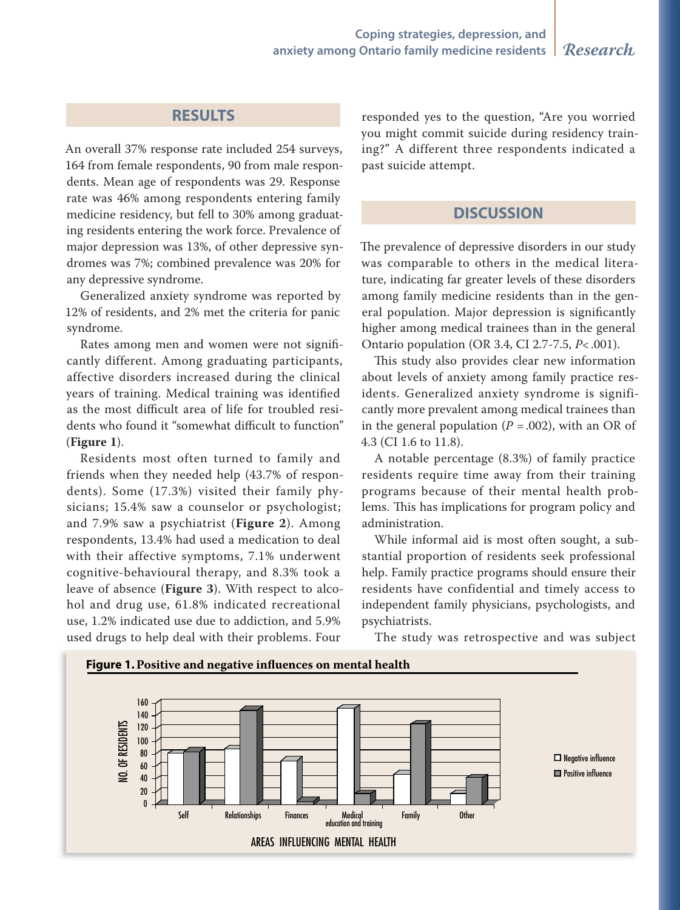## RESULTS

An overall 37% response rate included 254 surveys, 164 from female respondents, 90 from male respondents. Mean age of respondents was 29. Response rate was 46% among respondents entering family medicine residency, but fell to 30% among graduating residents entering the work force. Prevalence of major depression was 13%, of other depressive syndromes was 7%; combined prevalence was 20% for any depressive syndrome.

Generalized anxiety syndrome was reported by 12% of residents, and 2% met the criteria for panic syndrome.

Rates among men and women were not significantly different. Among graduating participants, affective disorders increased during the clinical years of training. Medical training was identified as the most difficult area of life for troubled residents who found it "somewhat difficult to function" (**Figure 1**).

Residents most often turned to family and friends when they needed help (43.7% of respondents). Some (17.3%) visited their family physicians; 15.4% saw a counselor or psychologist; and 7.9% saw a psychiatrist (**Figure 2**). Among respondents, 13.4% had used a medication to deal with their affective symptoms, 7.1% underwent cognitive-behavioural therapy, and 8.3% took a leave of absence (**Figure 3**). With respect to alcohol and drug use, 61.8% indicated recreational use, 1.2% indicated use due to addiction, and 5.9% used drugs to help deal with their problems. Four responded yes to the question, "Are you worried you might commit suicide during residency training?" A different three respondents indicated a past suicide attempt.

## DISCUSSION

The prevalence of depressive disorders in our study was comparable to others in the medical literature, indicating far greater levels of these disorders among family medicine residents than in the general population. Major depression is significantly higher among medical trainees than in the general Ontario population (OR 3.4, CI 2.7-7.5, $P < .001$).

This study also provides clear new information about levels of anxiety among family practice residents. Generalized anxiety syndrome is significantly more prevalent among medical trainees than in the general population ($P = .002$), with an OR of 4.3 (CI 1.6 to 11.8).

A notable percentage (8.3%) of family practice residents require time away from their training programs because of their mental health problems. This has implications for program policy and administration.

While informal aid is most often sought, a substantial proportion of residents seek professional help. Family practice programs should ensure their residents have confidential and timely access to independent family physicians, psychologists, and psychiatrists.

The study was retrospective and was subject

**Figure 1. Positive and negative influences on mental health**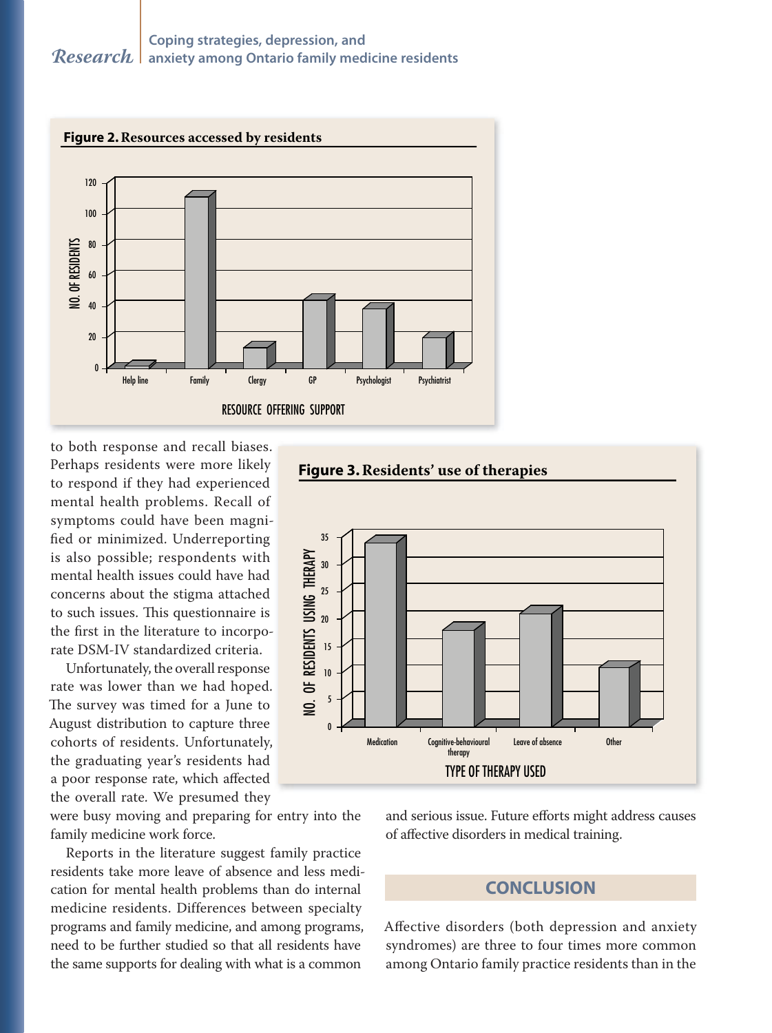**Figure 2.** Resources accessed by residents

**Figure 3.** Residents' use of therapies

to both response and recall biases. Perhaps residents were more likely to respond if they had experienced mental health problems. Recall of symptoms could have been magnified or minimized. Underreporting is also possible; respondents with mental health issues could have had concerns about the stigma attached to such issues. This questionnaire is the first in the literature to incorporate DSM-IV standardized criteria.

Unfortunately, the overall response rate was lower than we had hoped. The survey was timed for a June to August distribution to capture three cohorts of residents. Unfortunately, the graduating year's residents had a poor response rate, which affected the overall rate. We presumed they were busy moving and preparing for entry into the family medicine work force.

Reports in the literature suggest family practice residents take more leave of absence and less medication for mental health problems than do internal medicine residents. Differences between specialty programs and family medicine, and among programs, need to be further studied so that all residents have the same supports for dealing with what is a common and serious issue. Future efforts might address causes of affective disorders in medical training.

## CONCLUSION

Affective disorders (both depression and anxiety syndromes) are three to four times more common among Ontario family practice residents than in the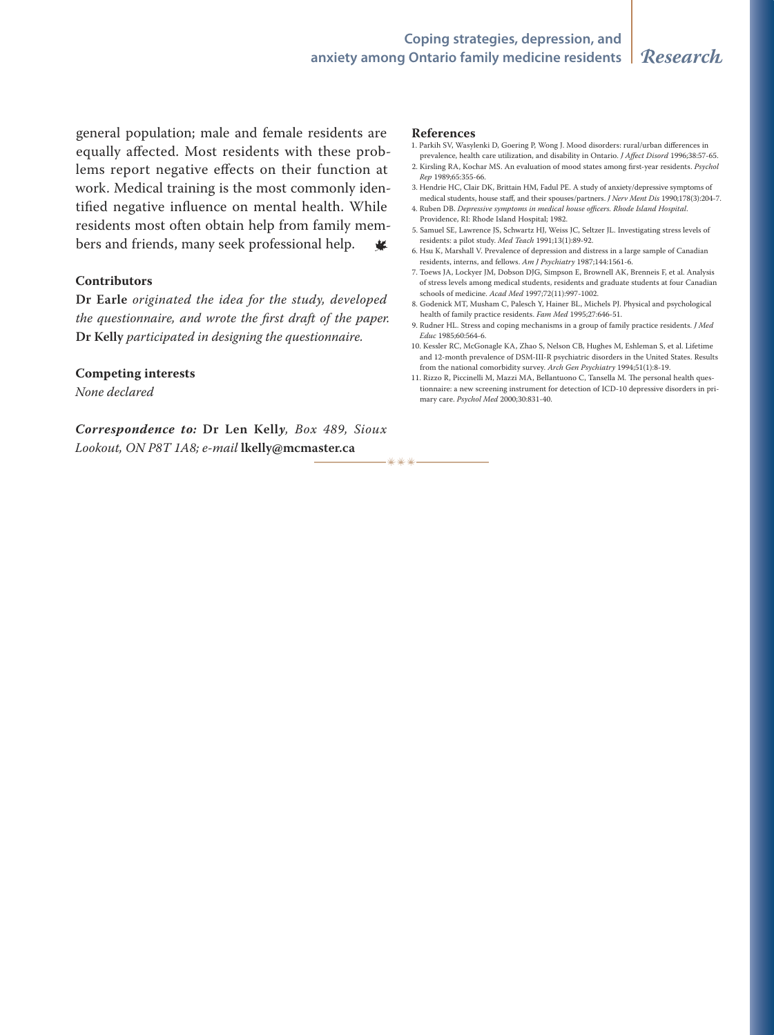general population; male and female residents are equally affected. Most residents with these problems report negative effects on their function at work. Medical training is the most commonly identified negative influence on mental health. While residents most often obtain help from family members and friends, many seek professional help.

### Contributors

**Dr Earle** *originated the idea for the study, developed the questionnaire, and wrote the first draft of the paper.* **Dr Kelly** *participated in designing the questionnaire.*

### Competing interests

*None declared*

***Correspondence to:*** **Dr Len Kelly***, Box 489, Sioux Lookout, ON P8T 1A8; e-mail* **lkelly@mcmaster.ca**

### References

1. Parkih SV, Wasylenki D, Goering P, Wong J. Mood disorders: rural/urban differences in prevalence, health care utilization, and disability in Ontario. *J Affect Disord* 1996;38:57-65.
2. Kirsling RA, Kochar MS. An evaluation of mood states among first-year residents. *Psychol Rep* 1989;65:355-66.
3. Hendrie HC, Clair DK, Brittain HM, Fadul PE. A study of anxiety/depressive symptoms of medical students, house staff, and their spouses/partners. *J Nerv Ment Dis* 1990;178(3):204-7.
4. Ruben DB. *Depressive symptoms in medical house officers. Rhode Island Hospital*. Providence, RI: Rhode Island Hospital; 1982.
5. Samuel SE, Lawrence JS, Schwartz HJ, Weiss JC, Seltzer JL. Investigating stress levels of residents: a pilot study. *Med Teach* 1991;13(1):89-92.
6. Hsu K, Marshall V. Prevalence of depression and distress in a large sample of Canadian residents, interns, and fellows. *Am J Psychiatry* 1987;144:1561-6.
7. Toews JA, Lockyer JM, Dobson DJG, Simpson E, Brownell AK, Brenneis F, et al. Analysis of stress levels among medical students, residents and graduate students at four Canadian schools of medicine. *Acad Med* 1997;72(11):997-1002.
8. Godenick MT, Musham C, Palesch Y, Hainer BL, Michels PJ. Physical and psychological health of family practice residents. *Fam Med* 1995;27:646-51.
9. Rudner HL. Stress and coping mechanisms in a group of family practice residents. *J Med Educ* 1985;60:564-6.
10. Kessler RC, McGonagle KA, Zhao S, Nelson CB, Hughes M, Eshleman S, et al. Lifetime and 12-month prevalence of DSM-III-R psychiatric disorders in the United States. Results from the national comorbidity survey. *Arch Gen Psychiatry* 1994;51(1):8-19.
11. Rizzo R, Piccinelli M, Mazzi MA, Bellantuono C, Tansella M. The personal health questionnaire: a new screening instrument for detection of ICD-10 depressive disorders in primary care. *Psychol Med* 2000;30:831-40.